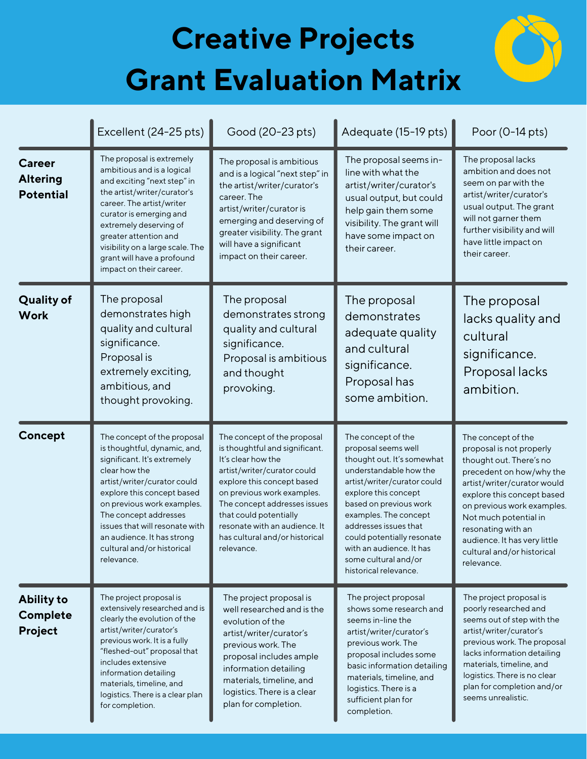# Creative Projects Grant Evaluation Matrix

| | Excellent (24-25 pts) | Good (20-23 pts) | Adequate (15-19 pts) | Poor (0-14 pts) |
|---|---|---|---|---|
| **Career Altering Potential** | The proposal is extremely ambitious and is a logical and exciting "next step" in the artist/writer/curator's career. The artist/writer curator is emerging and extremely deserving of greater attention and visibility on a large scale. The grant will have a profound impact on their career. | The proposal is ambitious and is a logical "next step" in the artist/writer/curator's career. The artist/writer/curator is emerging and deserving of greater visibility. The grant will have a significant impact on their career. | The proposal seems in-line with what the artist/writer/curator's usual output, but could help gain them some visibility. The grant will have some impact on their career. | The proposal lacks ambition and does not seem on par with the artist/writer/curator's usual output. The grant will not garner them further visibility and will have little impact on their career. |
| **Quality of Work** | The proposal demonstrates high quality and cultural significance. Proposal is extremely exciting, ambitious, and thought provoking. | The proposal demonstrates strong quality and cultural significance. Proposal is ambitious and thought provoking. | The proposal demonstrates adequate quality and cultural significance. Proposal has some ambition. | The proposal lacks quality and cultural significance. Proposal lacks ambition. |
| **Concept** | The concept of the proposal is thoughtful, dynamic, and, significant. It's extremely clear how the artist/writer/curator could explore this concept based on previous work examples. The concept addresses issues that will resonate with an audience. It has strong cultural and/or historical relevance. | The concept of the proposal is thoughtful and significant. It's clear how the artist/writer/curator could explore this concept based on previous work examples. The concept addresses issues that could potentially resonate with an audience. It has cultural and/or historical relevance. | The concept of the proposal seems well thought out. It's somewhat understandable how the artist/writer/curator could explore this concept based on previous work examples. The concept addresses issues that could potentially resonate with an audience. It has some cultural and/or historical relevance. | The concept of the proposal is not properly thought out. There's no precedent on how/why the artist/writer/curator would explore this concept based on previous work examples. Not much potential in resonating with an audience. It has very little cultural and/or historical relevance. |
| **Ability to Complete Project** | The project proposal is extensively researched and is clearly the evolution of the artist/writer/curator's previous work. It is a fully "fleshed-out" proposal that includes extensive information detailing materials, timeline, and logistics. There is a clear plan for completion. | The project proposal is well researched and is the evolution of the artist/writer/curator's previous work. The proposal includes ample information detailing materials, timeline, and logistics. There is a clear plan for completion. | The project proposal shows some research and seems in-line the artist/writer/curator's previous work. The proposal includes some basic information detailing materials, timeline, and logistics. There is a sufficient plan for completion. | The project proposal is poorly researched and seems out of step with the artist/writer/curator's previous work. The proposal lacks information detailing materials, timeline, and logistics. There is no clear plan for completion and/or seems unrealistic. |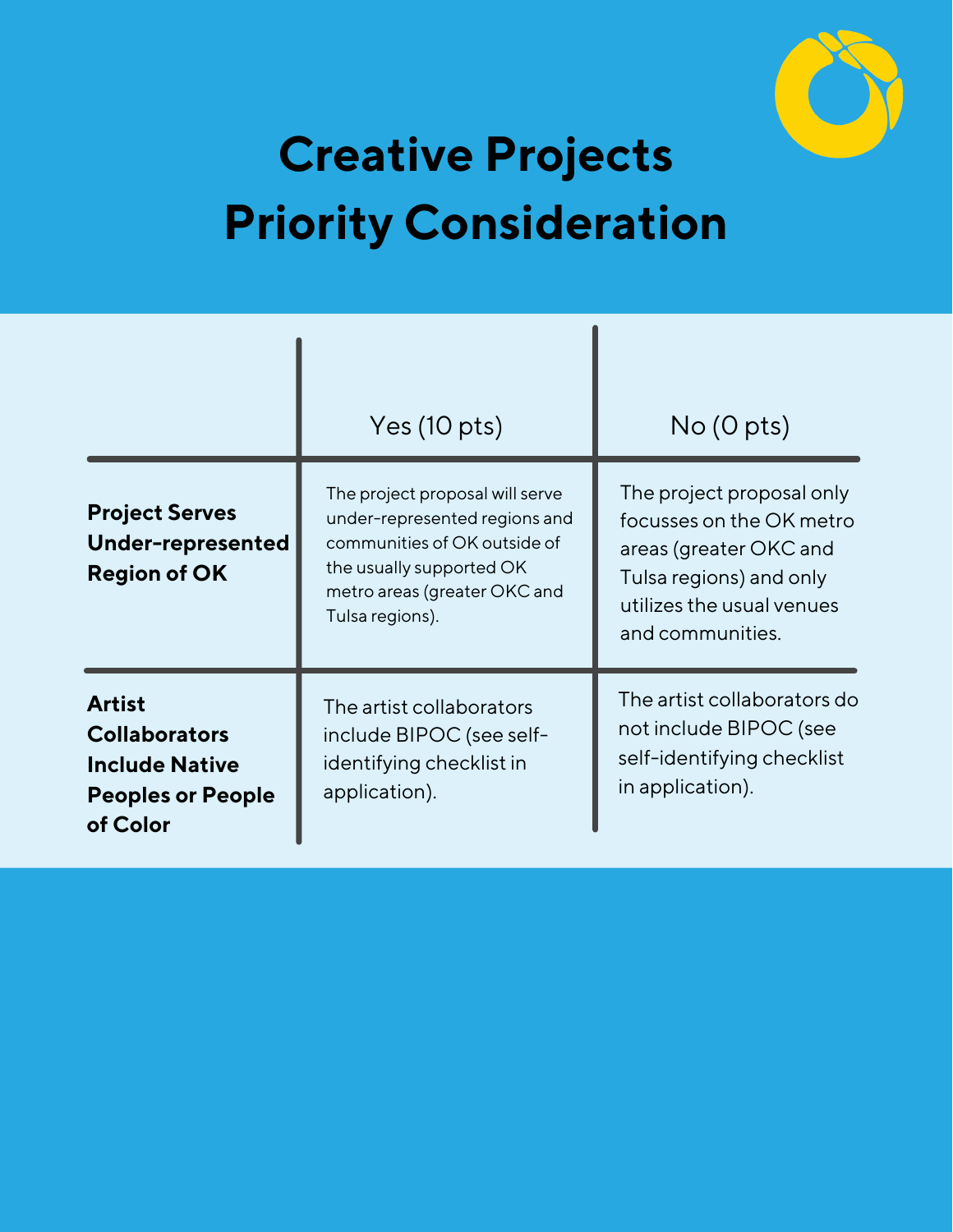# Creative Projects Priority Consideration

| | Yes (10 pts) | No (0 pts) |
|---|---|---|
| **Project Serves Under-represented Region of OK** | The project proposal will serve under-represented regions and communities of OK outside of the usually supported OK metro areas (greater OKC and Tulsa regions). | The project proposal only focusses on the OK metro areas (greater OKC and Tulsa regions) and only utilizes the usual venues and communities. |
| **Artist Collaborators Include Native Peoples or People of Color** | The artist collaborators include BIPOC (see self-identifying checklist in application). | The artist collaborators do not include BIPOC (see self-identifying checklist in application). |